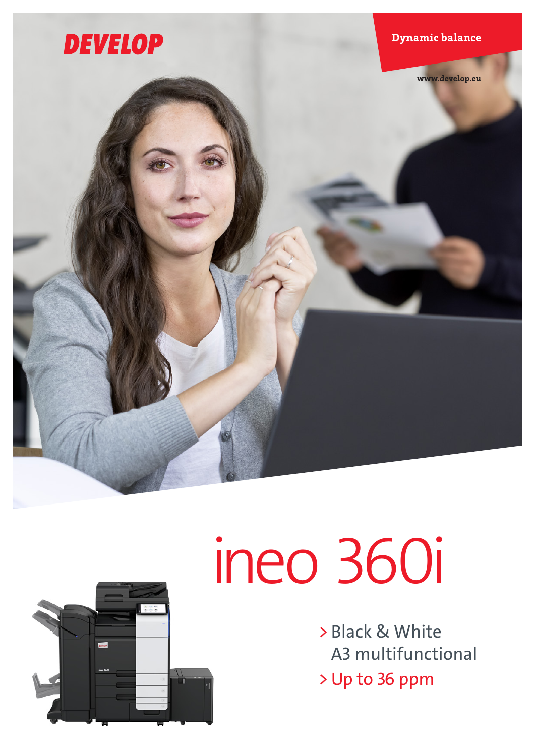DEVELOP

Dynamic balance

www.develop.eu

# ineo 360i

- > Black & White A3 multifunctional
- > Up to 36 ppm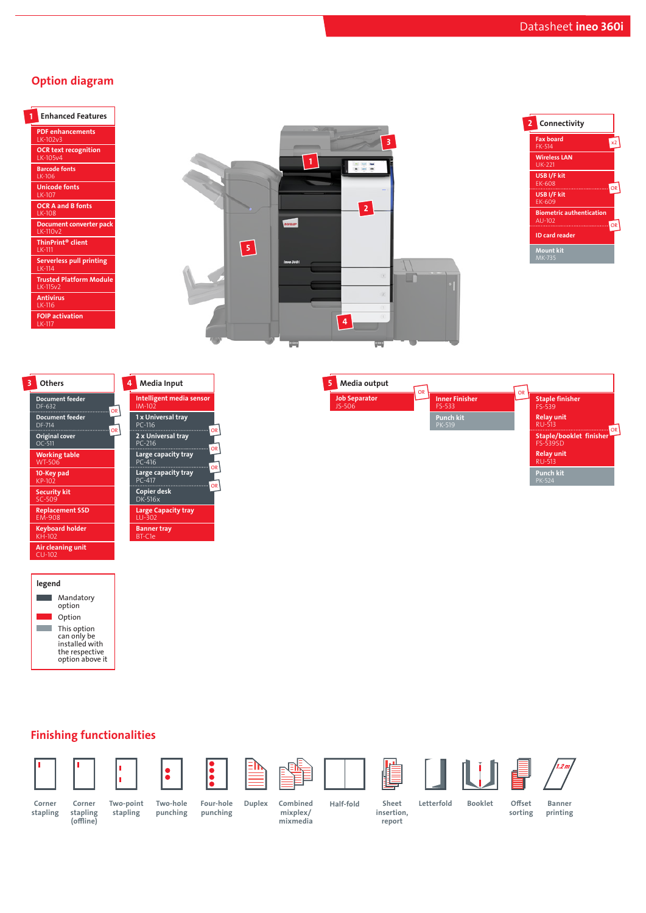## Option diagram

### 1 Enhanced Features

- PDF enhancements LK-102v3
- OCR text recognition LK-105v4
- Barcode fonts LK-106
- Unicode fonts LK-107
- OCR A and B fonts LK-108
- Document converter pack LK-110v2
- ThinPrint® client LK-111
- Serverless pull printing LK-114
- Trusted Platform Module LK-115v2
- Antivirus LK-116
- FOIP activation LK-117

### 2 Connectivity

- Fax board FK-514 (x2)
- Wireless LAN UK-221
- USB I/F kit EK-608
- OR
- USB I/F kit EK-609
- Biometric authentication AU-102
- OR
- ID card reader
- Mount kit MK-735

### 3 Others

- Document feeder DF-632
- OR
- Document feeder DF-714
- OR
- Original cover OC-511
- Working table WT-506
- 10-Key pad KP-102
- Security kit SC-509
- Replacement SSD EM-908
- Keyboard holder KH-102
- Air cleaning unit CU-102

### 4 Media Input

- Intelligent media sensor IM-102
- 1 x Universal tray PC-116
- OR
- 2 x Universal tray PC-216
- OR
- Large capacity tray PC-416
- OR
- Large capacity tray PC-417
- OR
- Copier desk DK-516x
- Large Capacity tray LU-302
- Banner tray BT-C1e

### 5 Media output

- Job Separator JS-506
- OR
- Inner Finisher FS-533
  - Punch kit PK-519
- OR
- Staple finisher FS-539
  - Relay unit RU-513
- OR
- Staple/booklet finisher FS-539SD
  - Relay unit RU-513
  - Punch kit PK-524

### legend

- Mandatory option
- Option
- This option can only be installed with the respective option above it

## Finishing functionalities

- Corner stapling
- Corner stapling (offline)
- Two-point stapling
- Two-hole punching
- Four-hole punching
- Duplex
- Combined mixplex/ mixmedia
- Half-fold
- Sheet insertion, report
- Letterfold
- Booklet
- Offset sorting
- Banner printing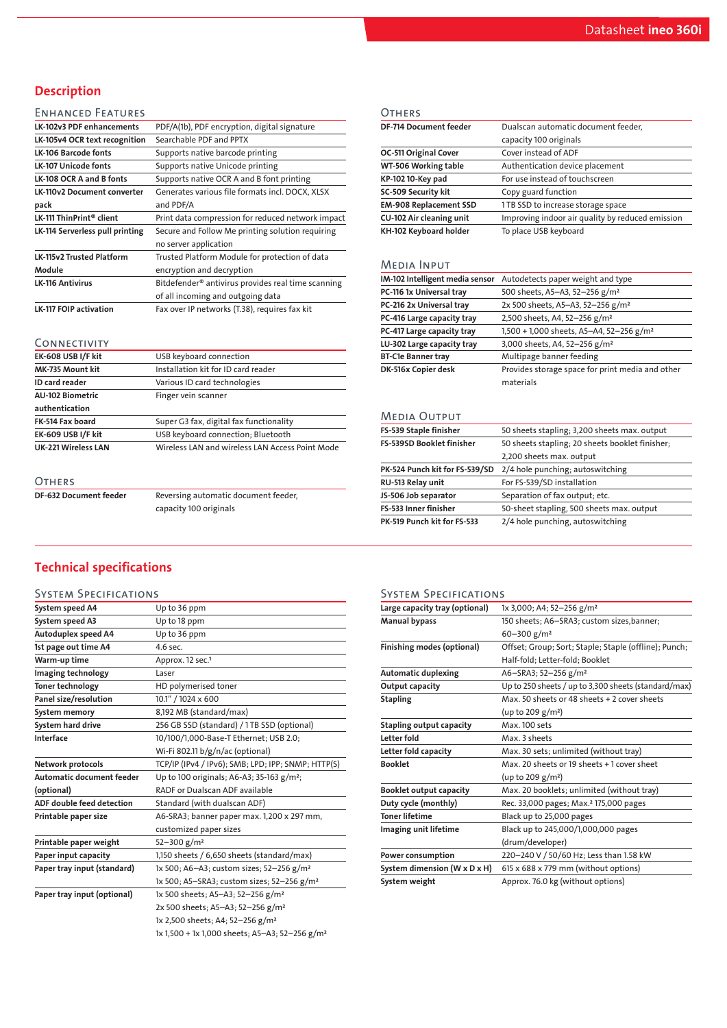## Description

### Enhanced Features

| | |
|---|---|
| **LK-102v3 PDF enhancements** | PDF/A(1b), PDF encryption, digital signature |
| **LK-105v4 OCR text recognition** | Searchable PDF and PPTX |
| **LK-106 Barcode fonts** | Supports native barcode printing |
| **LK-107 Unicode fonts** | Supports native Unicode printing |
| **LK-108 OCR A and B fonts** | Supports native OCR A and B font printing |
| **LK-110v2 Document converter pack** | Generates various file formats incl. DOCX, XLSX and PDF/A |
| **LK-111 ThinPrint® client** | Print data compression for reduced network impact |
| **LK-114 Serverless pull printing** | Secure and Follow Me printing solution requiring no server application |
| **LK-115v2 Trusted Platform Module** | Trusted Platform Module for protection of data encryption and decryption |
| **LK-116 Antivirus** | Bitdefender® antivirus provides real time scanning of all incoming and outgoing data |
| **LK-117 FOIP activation** | Fax over IP networks (T.38), requires fax kit |

### Connectivity

| | |
|---|---|
| **EK-608 USB I/F kit** | USB keyboard connection |
| **MK-735 Mount kit** | Installation kit for ID card reader |
| **ID card reader** | Various ID card technologies |
| **AU-102 Biometric authentication** | Finger vein scanner |
| **FK-514 Fax board** | Super G3 fax, digital fax functionality |
| **EK-609 USB I/F kit** | USB keyboard connection; Bluetooth |
| **UK-221 Wireless LAN** | Wireless LAN and wireless LAN Access Point Mode |

### Others

| | |
|---|---|
| **DF-632 Document feeder** | Reversing automatic document feeder, capacity 100 originals |

### Others

| | |
|---|---|
| **DF-714 Document feeder** | Dualscan automatic document feeder, capacity 100 originals |
| **OC-511 Original Cover** | Cover instead of ADF |
| **WT-506 Working table** | Authentication device placement |
| **KP-102 10-Key pad** | For use instead of touchscreen |
| **SC-509 Security kit** | Copy guard function |
| **EM-908 Replacement SSD** | 1 TB SSD to increase storage space |
| **CU-102 Air cleaning unit** | Improving indoor air quality by reduced emission |
| **KH-102 Keyboard holder** | To place USB keyboard |

### Media Input

| | |
|---|---|
| **IM-102 Intelligent media sensor** | Autodetects paper weight and type |
| **PC-116 1x Universal tray** | 500 sheets, A5–A3, 52–256 g/m² |
| **PC-216 2x Universal tray** | 2x 500 sheets, A5–A3, 52–256 g/m² |
| **PC-416 Large capacity tray** | 2,500 sheets, A4, 52–256 g/m² |
| **PC-417 Large capacity tray** | 1,500 + 1,000 sheets, A5–A4, 52–256 g/m² |
| **LU-302 Large capacity tray** | 3,000 sheets, A4, 52–256 g/m² |
| **BT-C1e Banner tray** | Multipage banner feeding |
| **DK-516x Copier desk** | Provides storage space for print media and other materials |

### Media Output

| | |
|---|---|
| **FS-539 Staple finisher** | 50 sheets stapling; 3,200 sheets max. output |
| **FS-539SD Booklet finisher** | 50 sheets stapling; 20 sheets booklet finisher; 2,200 sheets max. output |
| **PK-524 Punch kit for FS-539/SD** | 2/4 hole punching; autoswitching |
| **RU-513 Relay unit** | For FS-539/SD installation |
| **JS-506 Job separator** | Separation of fax output; etc. |
| **FS-533 Inner finisher** | 50-sheet stapling, 500 sheets max. output |
| **PK-519 Punch kit for FS-533** | 2/4 hole punching, autoswitching |

## Technical specifications

### System Specifications

| | |
|---|---|
| **System speed A4** | Up to 36 ppm |
| **System speed A3** | Up to 18 ppm |
| **Autoduplex speed A4** | Up to 36 ppm |
| **1st page out time A4** | 4.6 sec. |
| **Warm-up time** | Approx. 12 sec.[1] |
| **Imaging technology** | Laser |
| **Toner technology** | HD polymerised toner |
| **Panel size/resolution** | 10.1" / 1024 x 600 |
| **System memory** | 8,192 MB (standard/max) |
| **System hard drive** | 256 GB SSD (standard) / 1 TB SSD (optional) |
| **Interface** | 10/100/1,000-Base-T Ethernet; USB 2.0; Wi-Fi 802.11 b/g/n/ac (optional) |
| **Network protocols** | TCP/IP (IPv4 / IPv6); SMB; LPD; IPP; SNMP; HTTP(S) |
| **Automatic document feeder (optional)** | Up to 100 originals; A6-A3; 35-163 g/m²; RADF or Dualscan ADF available |
| **ADF double feed detection** | Standard (with dualscan ADF) |
| **Printable paper size** | A6-SRA3; banner paper max. 1,200 x 297 mm, customized paper sizes |
| **Printable paper weight** | 52–300 g/m² |
| **Paper input capacity** | 1,150 sheets / 6,650 sheets (standard/max) |
| **Paper tray input (standard)** | 1x 500; A6–A3; custom sizes; 52–256 g/m²<br>1x 500; A5–SRA3; custom sizes; 52–256 g/m² |
| **Paper tray input (optional)** | 1x 500 sheets; A5–A3; 52–256 g/m²<br>2x 500 sheets; A5–A3; 52–256 g/m²<br>1x 2,500 sheets; A4; 52–256 g/m²<br>1x 1,500 + 1x 1,000 sheets; A5–A3; 52–256 g/m² |

### System Specifications

| | |
|---|---|
| **Large capacity tray (optional)** | 1x 3,000; A4; 52–256 g/m² |
| **Manual bypass** | 150 sheets; A6–SRA3; custom sizes,banner; 60–300 g/m² |
| **Finishing modes (optional)** | Offset; Group; Sort; Staple; Staple (offline); Punch; Half-fold; Letter-fold; Booklet |
| **Automatic duplexing** | A6–SRA3; 52–256 g/m² |
| **Output capacity** | Up to 250 sheets / up to 3,300 sheets (standard/max) |
| **Stapling** | Max. 50 sheets or 48 sheets + 2 cover sheets (up to 209 g/m²) |
| **Stapling output capacity** | Max. 100 sets |
| **Letter fold** | Max. 3 sheets |
| **Letter fold capacity** | Max. 30 sets; unlimited (without tray) |
| **Booklet** | Max. 20 sheets or 19 sheets + 1 cover sheet (up to 209 g/m²) |
| **Booklet output capacity** | Max. 20 booklets; unlimited (without tray) |
| **Duty cycle (monthly)** | Rec. 33,000 pages; Max.[2] 175,000 pages |
| **Toner lifetime** | Black up to 25,000 pages |
| **Imaging unit lifetime** | Black up to 245,000/1,000,000 pages (drum/developer) |
| **Power consumption** | 220–240 V / 50/60 Hz; Less than 1.58 kW |
| **System dimension (W x D x H)** | 615 x 688 x 779 mm (without options) |
| **System weight** | Approx. 76.0 kg (without options) |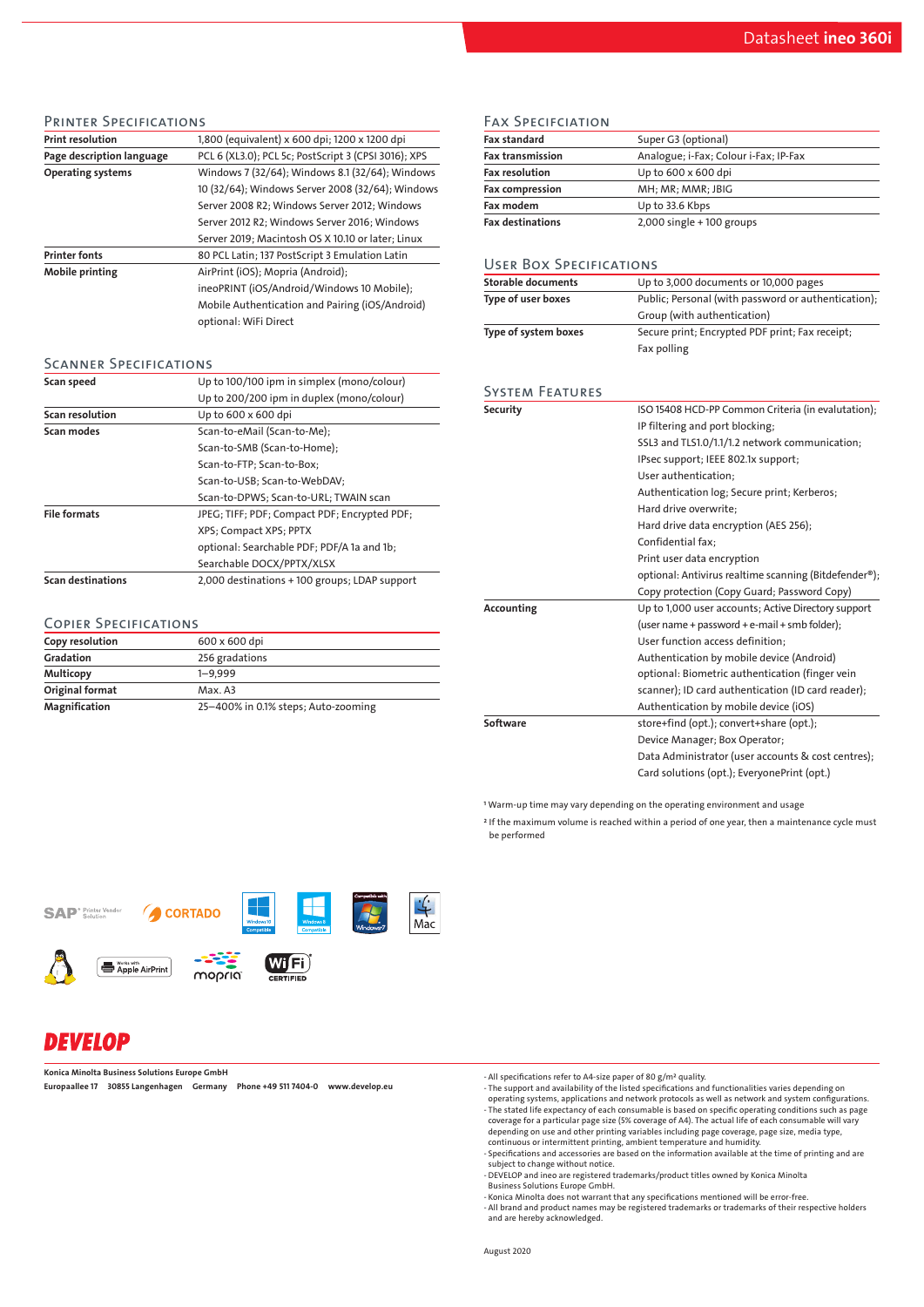## Printer Specifications

| | |
|---|---|
| Print resolution | 1,800 (equivalent) x 600 dpi; 1200 x 1200 dpi |
| Page description language | PCL 6 (XL3.0); PCL 5c; PostScript 3 (CPSI 3016); XPS |
| Operating systems | Windows 7 (32/64); Windows 8.1 (32/64); Windows 10 (32/64); Windows Server 2008 (32/64); Windows Server 2008 R2; Windows Server 2012; Windows Server 2012 R2; Windows Server 2016; Windows Server 2019; Macintosh OS X 10.10 or later; Linux |
| Printer fonts | 80 PCL Latin; 137 PostScript 3 Emulation Latin |
| Mobile printing | AirPrint (iOS); Mopria (Android); ineoPRINT (iOS/Android/Windows 10 Mobile); Mobile Authentication and Pairing (iOS/Android) optional: WiFi Direct |

## Scanner Specifications

| | |
|---|---|
| Scan speed | Up to 100/100 ipm in simplex (mono/colour) Up to 200/200 ipm in duplex (mono/colour) |
| Scan resolution | Up to 600 x 600 dpi |
| Scan modes | Scan-to-eMail (Scan-to-Me); Scan-to-SMB (Scan-to-Home); Scan-to-FTP; Scan-to-Box; Scan-to-USB; Scan-to-WebDAV; Scan-to-DPWS; Scan-to-URL; TWAIN scan |
| File formats | JPEG; TIFF; PDF; Compact PDF; Encrypted PDF; XPS; Compact XPS; PPTX optional: Searchable PDF; PDF/A 1a and 1b; Searchable DOCX/PPTX/XLSX |
| Scan destinations | 2,000 destinations + 100 groups; LDAP support |

## Copier Specifications

| | |
|---|---|
| Copy resolution | 600 x 600 dpi |
| Gradation | 256 gradations |
| Multicopy | 1–9,999 |
| Original format | Max. A3 |
| Magnification | 25–400% in 0.1% steps; Auto-zooming |

## Fax Specification

| | |
|---|---|
| Fax standard | Super G3 (optional) |
| Fax transmission | Analogue; i-Fax; Colour i-Fax; IP-Fax |
| Fax resolution | Up to 600 x 600 dpi |
| Fax compression | MH; MR; MMR; JBIG |
| Fax modem | Up to 33.6 Kbps |
| Fax destinations | 2,000 single + 100 groups |

## User Box Specifications

| | |
|---|---|
| Storable documents | Up to 3,000 documents or 10,000 pages |
| Type of user boxes | Public; Personal (with password or authentication); Group (with authentication) |
| Type of system boxes | Secure print; Encrypted PDF print; Fax receipt; Fax polling |

## System Features

| | |
|---|---|
| Security | ISO 15408 HCD-PP Common Criteria (in evalutation); IP filtering and port blocking; SSL3 and TLS1.0/1.1/1.2 network communication; IPsec support; IEEE 802.1x support; User authentication; Authentication log; Secure print; Kerberos; Hard drive overwrite; Hard drive data encryption (AES 256); Confidential fax; Print user data encryption optional: Antivirus realtime scanning (Bitdefender®); Copy protection (Copy Guard; Password Copy) |
| Accounting | Up to 1,000 user accounts; Active Directory support (user name + password + e-mail + smb folder); User function access definition; Authentication by mobile device (Android) optional: Biometric authentication (finger vein scanner); ID card authentication (ID card reader); Authentication by mobile device (iOS) |
| Software | store+find (opt.); convert+share (opt.); Device Manager; Box Operator; Data Administrator (user accounts & cost centres); Card solutions (opt.); EveryonePrint (opt.) |

[1] Warm-up time may vary depending on the operating environment and usage

[2] If the maximum volume is reached within a period of one year, then a maintenance cycle must be performed

**DEVELOP**

**Konica Minolta Business Solutions Europe GmbH**
**Europaallee 17 30855 Langenhagen Germany Phone +49 511 7404-0 www.develop.eu**

- All specifications refer to A4-size paper of 80 g/m² quality.
- The support and availability of the listed specifications and functionalities varies depending on operating systems, applications and network protocols as well as network and system configurations.
- The stated life expectancy of each consumable is based on specific operating conditions such as page coverage for a particular page size (5% coverage of A4). The actual life of each consumable will vary depending on use and other printing variables including page coverage, page size, media type, continuous or intermittent printing, ambient temperature and humidity.
- Specifications and accessories are based on the information available at the time of printing and are subject to change without notice.
- DEVELOP and ineo are registered trademarks/product titles owned by Konica Minolta Business Solutions Europe GmbH.
- Konica Minolta does not warrant that any specifications mentioned will be error-free.
- All brand and product names may be registered trademarks or trademarks of their respective holders and are hereby acknowledged.

August 2020